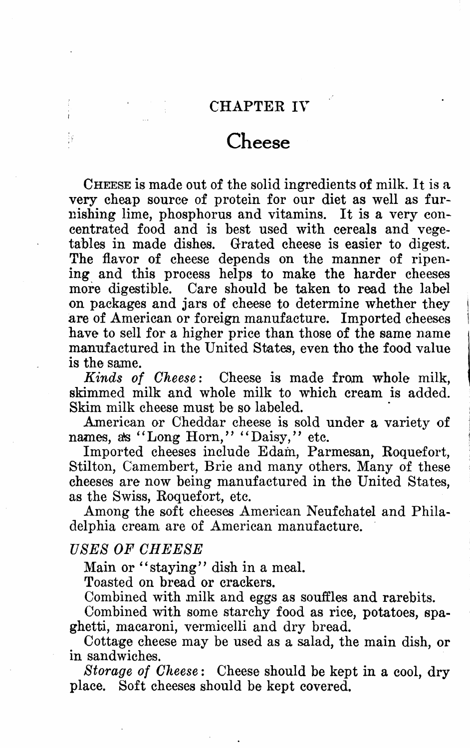## CHAPTER IV

# Cheese

CHEESE is made out of the solid ingredients of milk. It is a very cheap source of protein for our diet as well as furnishing lime, phosphorus and vitamins. It is a very concentrated food and is best used with cereals and vegetables in made dishes. Grated cheese is easier to digest. The flavor of cheese depends on the manner of ripening and this process helps to make the harder cheeses more digestible. Care should be taken to read the label on packages and jars of cheese to determine whether they are of American or foreign manufacture. Imported cheeses have to sell for a higher price than those of the same name manufactured in the United States, even tho the food value is the same.

*Kinds of Cheese*: Cheese is made from whole milk, skimmed milk and whole milk to which cream is added. Skim milk cheese must be so labeled.

American or Cheddar cheese is sold under a variety of names, as "Long Horn," "Daisy," etc.

Imported cheeses include Edam, Parmesan, Roquefort, Stilton, Camembert, Brie and many others. Many of these cheeses are now being manufactured in the United States, as the Swiss, Roquefort, etc.

Among the soft cheeses American Neufchatel and Philadelphia cream are of American manufacture.

### *USES OF CHEESE*

Main or "staying" dish in a meal.

Toasted on bread or crackers.

Combined with milk and eggs as souffles and rarebits.

Combined with some starchy food as rice, potatoes, spaghetti, macaroni, vermicelli and dry bread.

Cottage cheese may be used as a salad, the main dish, or in sandwiches.

*Storage of Cheese*: Cheese should be kept in a cool, dry place. Soft cheeses should be kept covered.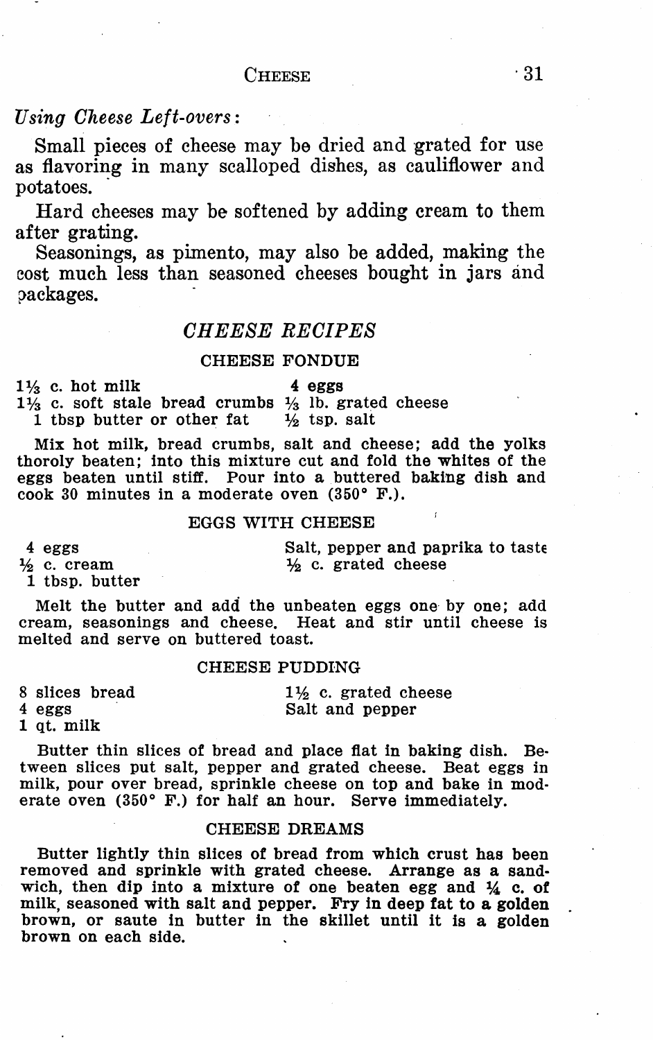*Using Cheese Left-overs*:

Small pieces of cheese may be dried and grated for use as flavoring in many scalloped dishes, as cauliflower and potatoes.

Hard cheeses may be softened by adding cream to them after grating.

Seasonings, as pimento, may also be added, making the cost much less than seasoned cheeses bought in jars and packages.

## *CHEESE RECIPES*

### CHEESE FONDUE

| | |
|---|---|
| 1⅓ c. hot milk | 4 eggs |
| 1⅓ c. soft stale bread crumbs | ⅓ lb. grated cheese |
| 1 tbsp butter or other fat | ½ tsp. salt |

Mix hot milk, bread crumbs, salt and cheese; add the yolks thoroly beaten; into this mixture cut and fold the whites of the eggs beaten until stiff. Pour into a buttered baking dish and cook 30 minutes in a moderate oven (350° F.).

### EGGS WITH CHEESE

| | |
|---|---|
| 4 eggs | Salt, pepper and paprika to taste |
| ½ c. cream | ½ c. grated cheese |
| 1 tbsp. butter | |

Melt the butter and add the unbeaten eggs one by one; add cream, seasonings and cheese. Heat and stir until cheese is melted and serve on buttered toast.

### CHEESE PUDDING

| | |
|---|---|
| 8 slices bread | 1½ c. grated cheese |
| 4 eggs | Salt and pepper |
| 1 qt. milk | |

Butter thin slices of bread and place flat in baking dish. Between slices put salt, pepper and grated cheese. Beat eggs in milk, pour over bread, sprinkle cheese on top and bake in moderate oven (350° F.) for half an hour. Serve immediately.

### CHEESE DREAMS

Butter lightly thin slices of bread from which crust has been removed and sprinkle with grated cheese. Arrange as a sandwich, then dip into a mixture of one beaten egg and ¼ c. of milk, seasoned with salt and pepper. Fry in deep fat to a golden brown, or saute in butter in the skillet until it is a golden brown on each side.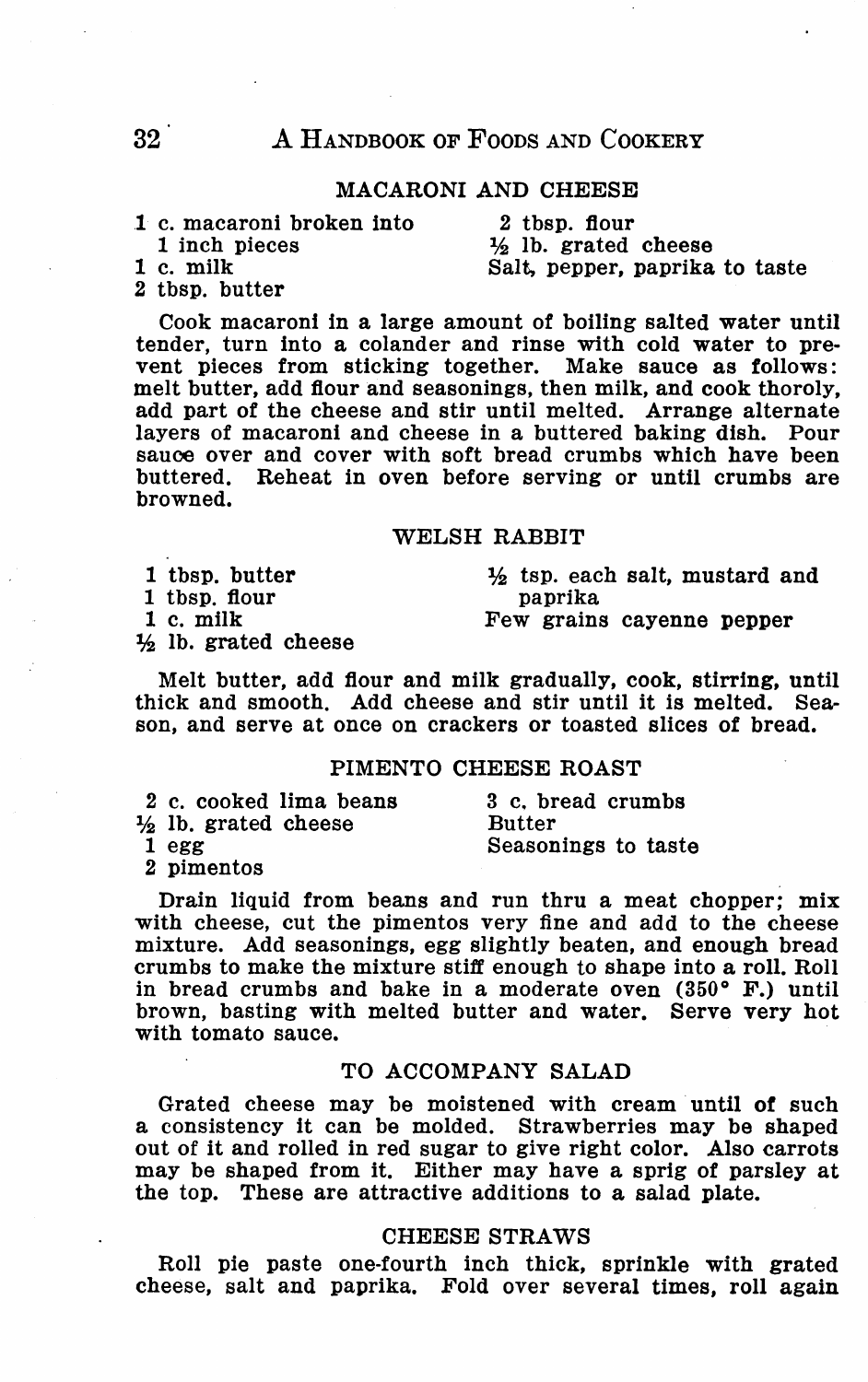## MACARONI AND CHEESE

- 1 c. macaroni broken into 1 inch pieces
- 1 c. milk
- 2 tbsp. butter
- 2 tbsp. flour
- ½ lb. grated cheese
- Salt, pepper, paprika to taste

Cook macaroni in a large amount of boiling salted water until tender, turn into a colander and rinse with cold water to prevent pieces from sticking together. Make sauce as follows: melt butter, add flour and seasonings, then milk, and cook thoroly, add part of the cheese and stir until melted. Arrange alternate layers of macaroni and cheese in a buttered baking dish. Pour sauce over and cover with soft bread crumbs which have been buttered. Reheat in oven before serving or until crumbs are browned.

## WELSH RABBIT

- 1 tbsp. butter
- 1 tbsp. flour
- 1 c. milk
- ½ lb. grated cheese
- ½ tsp. each salt, mustard and paprika
- Few grains cayenne pepper

Melt butter, add flour and milk gradually, cook, stirring, until thick and smooth. Add cheese and stir until it is melted. Season, and serve at once on crackers or toasted slices of bread.

## PIMENTO CHEESE ROAST

- 2 c. cooked lima beans
- ½ lb. grated cheese
- 1 egg
- 2 pimentos
- 3 c. bread crumbs
- Butter
- Seasonings to taste

Drain liquid from beans and run thru a meat chopper; mix with cheese, cut the pimentos very fine and add to the cheese mixture. Add seasonings, egg slightly beaten, and enough bread crumbs to make the mixture stiff enough to shape into a roll. Roll in bread crumbs and bake in a moderate oven (350° F.) until brown, basting with melted butter and water. Serve very hot with tomato sauce.

## TO ACCOMPANY SALAD

Grated cheese may be moistened with cream until of such a consistency it can be molded. Strawberries may be shaped out of it and rolled in red sugar to give right color. Also carrots may be shaped from it. Either may have a sprig of parsley at the top. These are attractive additions to a salad plate.

## CHEESE STRAWS

Roll pie paste one-fourth inch thick, sprinkle with grated cheese, salt and paprika. Fold over several times, roll again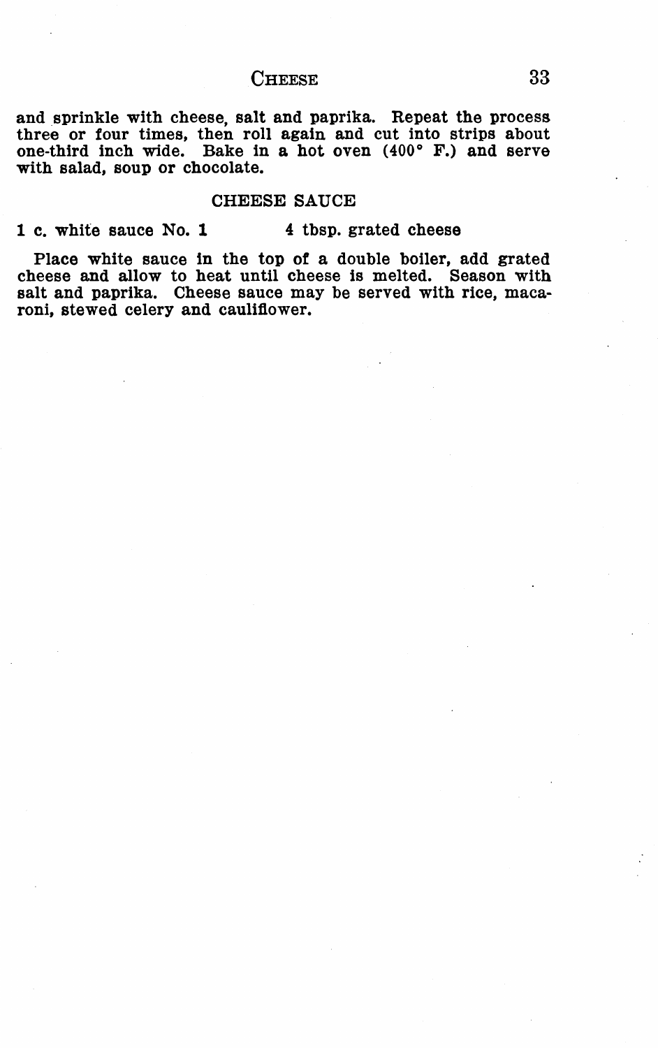and sprinkle with cheese, salt and paprika. Repeat the process three or four times, then roll again and cut into strips about one-third inch wide. Bake in a hot oven (400° F.) and serve with salad, soup or chocolate.

## CHEESE SAUCE

| | |
|---|---|
| 1 c. white sauce No. 1 | 4 tbsp. grated cheese |

Place white sauce in the top of a double boiler, add grated cheese and allow to heat until cheese is melted. Season with salt and paprika. Cheese sauce may be served with rice, macaroni, stewed celery and cauliflower.